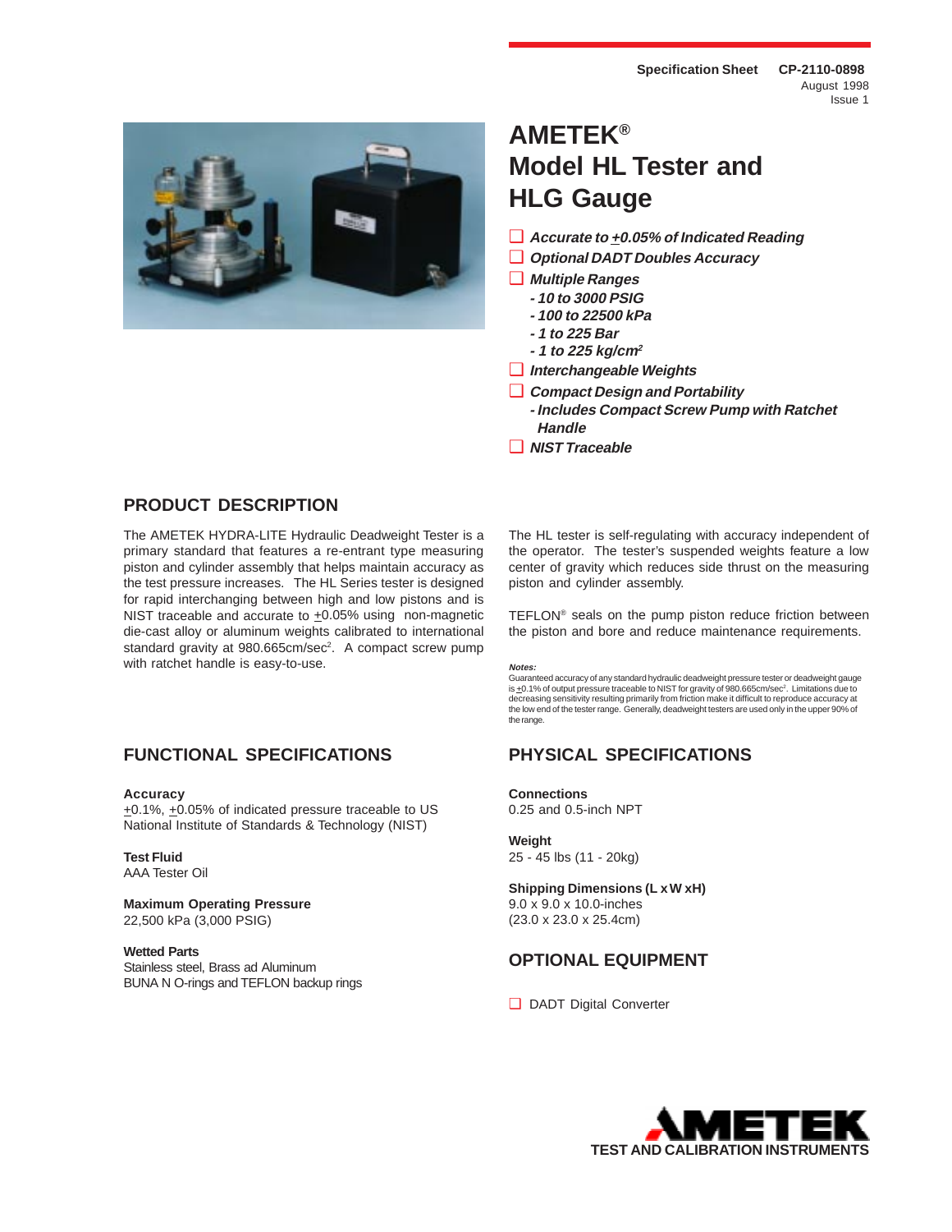Specification Sheet CP-2110-0898
August 1998
Issue 1

# AMETEK® Model HL Tester and HLG Gauge

- ***Accurate to ±0.05% of Indicated Reading***
- ***Optional DADT Doubles Accuracy***
- ***Multiple Ranges***
  - ***10 to 3000 PSIG***
  - ***100 to 22500 kPa***
  - ***1 to 225 Bar***
  - ***1 to 225 kg/cm²***
- ***Interchangeable Weights***
- ***Compact Design and Portability***
  - ***Includes Compact Screw Pump with Ratchet Handle***
- ***NIST Traceable***

## PRODUCT DESCRIPTION

The AMETEK HYDRA-LITE Hydraulic Deadweight Tester is a primary standard that features a re-entrant type measuring piston and cylinder assembly that helps maintain accuracy as the test pressure increases. The HL Series tester is designed for rapid interchanging between high and low pistons and is NIST traceable and accurate to ±0.05% using non-magnetic die-cast alloy or aluminum weights calibrated to international standard gravity at 980.665cm/sec². A compact screw pump with ratchet handle is easy-to-use.

The HL tester is self-regulating with accuracy independent of the operator. The tester's suspended weights feature a low center of gravity which reduces side thrust on the measuring piston and cylinder assembly.

TEFLON® seals on the pump piston reduce friction between the piston and bore and reduce maintenance requirements.

***Notes:***
Guaranteed accuracy of any standard hydraulic deadweight pressure tester or deadweight gauge is ±0.1% of output pressure traceable to NIST for gravity of 980.665cm/sec². Limitations due to decreasing sensitivity resulting primarily from friction make it difficult to reproduce accuracy at the low end of the tester range. Generally, deadweight testers are used only in the upper 90% of the range.

## FUNCTIONAL SPECIFICATIONS

**Accuracy**
±0.1%, ±0.05% of indicated pressure traceable to US National Institute of Standards & Technology (NIST)

**Test Fluid**
AAA Tester Oil

**Maximum Operating Pressure**
22,500 kPa (3,000 PSIG)

**Wetted Parts**
Stainless steel, Brass ad Aluminum
BUNA N O-rings and TEFLON backup rings

## PHYSICAL SPECIFICATIONS

**Connections**
0.25 and 0.5-inch NPT

**Weight**
25 - 45 lbs (11 - 20kg)

**Shipping Dimensions (L x W x H)**
9.0 x 9.0 x 10.0-inches
(23.0 x 23.0 x 25.4cm)

## OPTIONAL EQUIPMENT

- DADT Digital Converter

AMETEK
TEST AND CALIBRATION INSTRUMENTS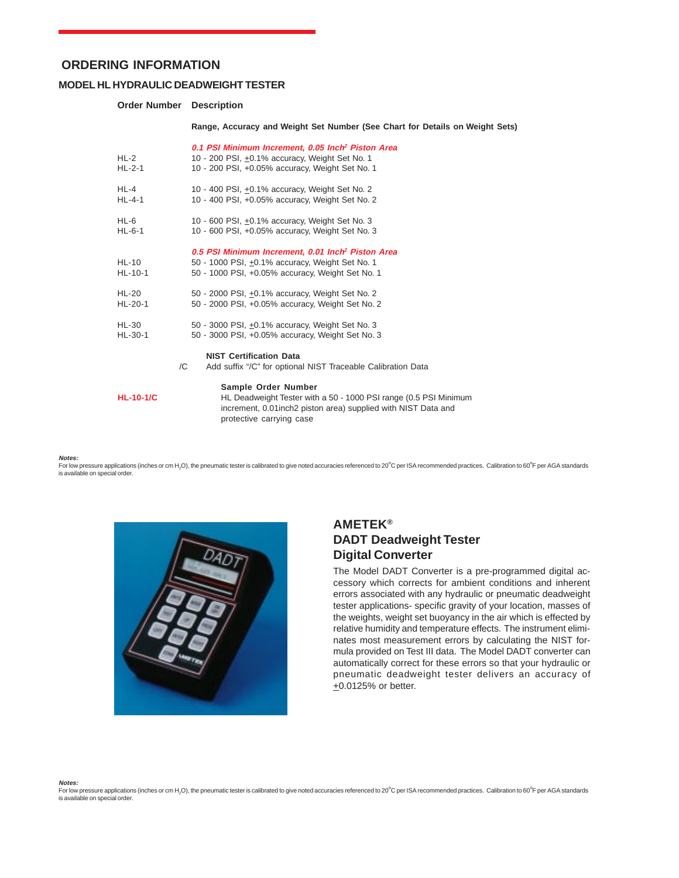## ORDERING INFORMATION

### MODEL HL HYDRAULIC DEADWEIGHT TESTER

| Order Number | Description |
|---|---|
| | **Range, Accuracy and Weight Set Number (See Chart for Details on Weight Sets)** |
| | ***0.1 PSI Minimum Increment, 0.05 Inch² Piston Area*** |
| HL-2 | 10 - 200 PSI, ±0.1% accuracy, Weight Set No. 1 |
| HL-2-1 | 10 - 200 PSI, +0.05% accuracy, Weight Set No. 1 |
| HL-4 | 10 - 400 PSI, ±0.1% accuracy, Weight Set No. 2 |
| HL-4-1 | 10 - 400 PSI, +0.05% accuracy, Weight Set No. 2 |
| HL-6 | 10 - 600 PSI, ±0.1% accuracy, Weight Set No. 3 |
| HL-6-1 | 10 - 600 PSI, +0.05% accuracy, Weight Set No. 3 |
| | ***0.5 PSI Minimum Increment, 0.01 Inch² Piston Area*** |
| HL-10 | 50 - 1000 PSI, ±0.1% accuracy, Weight Set No. 1 |
| HL-10-1 | 50 - 1000 PSI, +0.05% accuracy, Weight Set No. 1 |
| HL-20 | 50 - 2000 PSI, ±0.1% accuracy, Weight Set No. 2 |
| HL-20-1 | 50 - 2000 PSI, +0.05% accuracy, Weight Set No. 2 |
| HL-30 | 50 - 3000 PSI, ±0.1% accuracy, Weight Set No. 3 |
| HL-30-1 | 50 - 3000 PSI, +0.05% accuracy, Weight Set No. 3 |

**NIST Certification Data**

/C  Add suffix "/C" for optional NIST Traceable Calibration Data

**Sample Order Number**

**HL-10-1/C**  HL Deadweight Tester with a 50 - 1000 PSI range (0.5 PSI Minimum increment, 0.01inch2 piston area) supplied with NIST Data and protective carrying case

***Notes:***
For low pressure applications (inches or cm $H_2O$), the pneumatic tester is calibrated to give noted accuracies referenced to 20°C per ISA recommended practices. Calibration to 60°F per AGA standards is available on special order.

## AMETEK®
## DADT Deadweight Tester Digital Converter

The Model DADT Converter is a pre-programmed digital accessory which corrects for ambient conditions and inherent errors associated with any hydraulic or pneumatic deadweight tester applications- specific gravity of your location, masses of the weights, weight set buoyancy in the air which is effected by relative humidity and temperature effects. The instrument eliminates most measurement errors by calculating the NIST formula provided on Test III data. The Model DADT converter can automatically correct for these errors so that your hydraulic or pneumatic deadweight tester delivers an accuracy of ±0.0125% or better.

***Notes:***
For low pressure applications (inches or cm $H_2O$), the pneumatic tester is calibrated to give noted accuracies referenced to 20°C per ISA recommended practices. Calibration to 60°F per AGA standards is available on special order.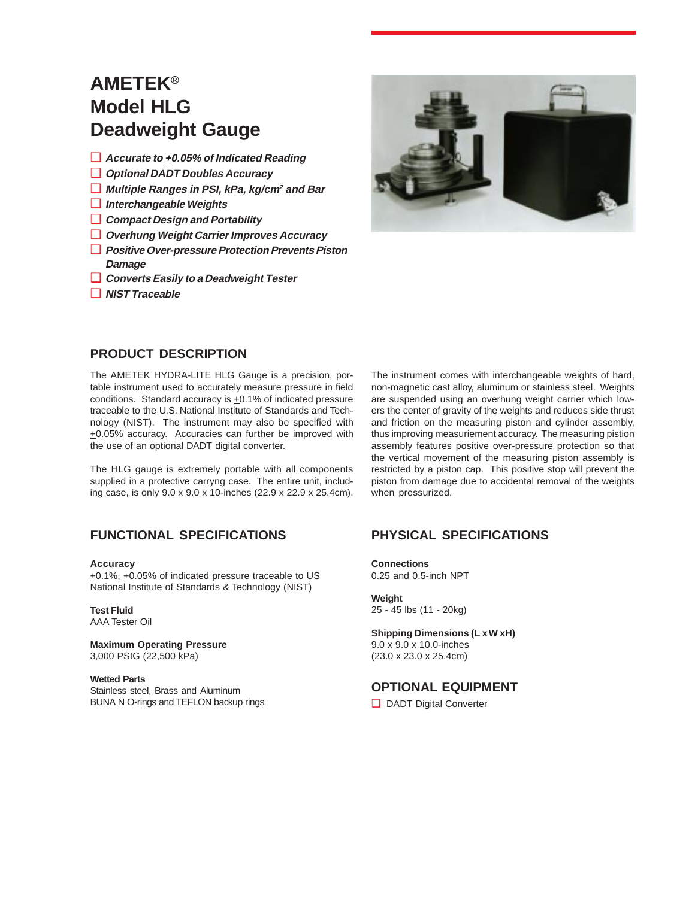# AMETEK®
# Model HLG
# Deadweight Gauge

- *Accurate to ±0.05% of Indicated Reading*
- *Optional DADT Doubles Accuracy*
- *Multiple Ranges in PSI, kPa, kg/cm² and Bar*
- *Interchangeable Weights*
- *Compact Design and Portability*
- *Overhung Weight Carrier Improves Accuracy*
- *Positive Over-pressure Protection Prevents Piston Damage*
- *Converts Easily to a Deadweight Tester*
- *NIST Traceable*

## PRODUCT DESCRIPTION

The AMETEK HYDRA-LITE HLG Gauge is a precision, portable instrument used to accurately measure pressure in field conditions. Standard accuracy is ±0.1% of indicated pressure traceable to the U.S. National Institute of Standards and Technology (NIST). The instrument may also be specified with ±0.05% accuracy. Accuracies can further be improved with the use of an optional DADT digital converter.

The HLG gauge is extremely portable with all components supplied in a protective carryng case. The entire unit, including case, is only 9.0 x 9.0 x 10-inches (22.9 x 22.9 x 25.4cm).

The instrument comes with interchangeable weights of hard, non-magnetic cast alloy, aluminum or stainless steel. Weights are suspended using an overhung weight carrier which lowers the center of gravity of the weights and reduces side thrust and friction on the measuring piston and cylinder assembly, thus improving measuriement accuracy. The measuring pistion assembly features positive over-pressure protection so that the vertical movement of the measuring piston assembly is restricted by a piston cap. This positive stop will prevent the piston from damage due to accidental removal of the weights when pressurized.

## FUNCTIONAL SPECIFICATIONS

**Accuracy**
±0.1%, ±0.05% of indicated pressure traceable to US National Institute of Standards & Technology (NIST)

**Test Fluid**
AAA Tester Oil

**Maximum Operating Pressure**
3,000 PSIG (22,500 kPa)

**Wetted Parts**
Stainless steel, Brass and Aluminum
BUNA N O-rings and TEFLON backup rings

## PHYSICAL SPECIFICATIONS

**Connections**
0.25 and 0.5-inch NPT

**Weight**
25 - 45 lbs (11 - 20kg)

**Shipping Dimensions (L x W xH)**
9.0 x 9.0 x 10.0-inches
(23.0 x 23.0 x 25.4cm)

## OPTIONAL EQUIPMENT

- DADT Digital Converter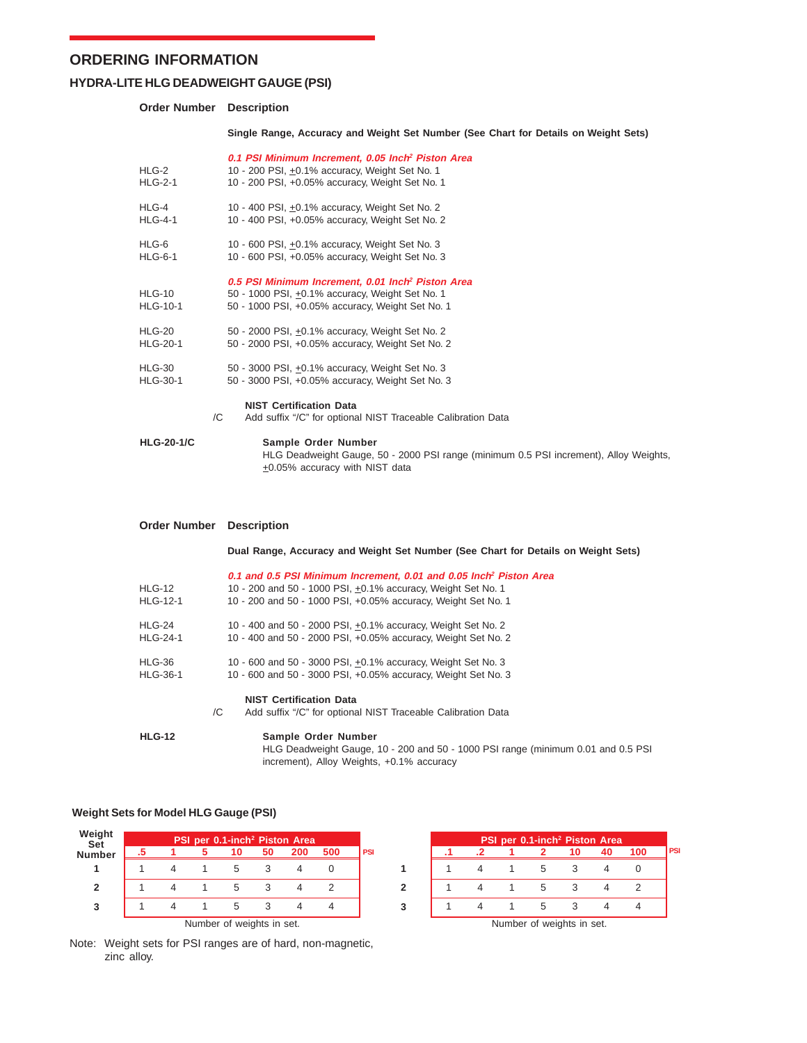## ORDERING INFORMATION

### HYDRA-LITE HLG DEADWEIGHT GAUGE (PSI)

| Order Number | Description |
|---|---|
| | **Single Range, Accuracy and Weight Set Number (See Chart for Details on Weight Sets)** |
| | ***0.1 PSI Minimum Increment, 0.05 Inch² Piston Area*** |
| HLG-2 | 10 - 200 PSI, ±0.1% accuracy, Weight Set No. 1 |
| HLG-2-1 | 10 - 200 PSI, +0.05% accuracy, Weight Set No. 1 |
| HLG-4 | 10 - 400 PSI, ±0.1% accuracy, Weight Set No. 2 |
| HLG-4-1 | 10 - 400 PSI, +0.05% accuracy, Weight Set No. 2 |
| HLG-6 | 10 - 600 PSI, ±0.1% accuracy, Weight Set No. 3 |
| HLG-6-1 | 10 - 600 PSI, +0.05% accuracy, Weight Set No. 3 |
| | ***0.5 PSI Minimum Increment, 0.01 Inch² Piston Area*** |
| HLG-10 | 50 - 1000 PSI, ±0.1% accuracy, Weight Set No. 1 |
| HLG-10-1 | 50 - 1000 PSI, +0.05% accuracy, Weight Set No. 1 |
| HLG-20 | 50 - 2000 PSI, ±0.1% accuracy, Weight Set No. 2 |
| HLG-20-1 | 50 - 2000 PSI, +0.05% accuracy, Weight Set No. 2 |
| HLG-30 | 50 - 3000 PSI, ±0.1% accuracy, Weight Set No. 3 |
| HLG-30-1 | 50 - 3000 PSI, +0.05% accuracy, Weight Set No. 3 |
| /C | **NIST Certification Data** Add suffix “/C” for optional NIST Traceable Calibration Data |

**HLG-20-1/C** — **Sample Order Number**
HLG Deadweight Gauge, 50 - 2000 PSI range (minimum 0.5 PSI increment), Alloy Weights, ±0.05% accuracy with NIST data

| Order Number | Description |
|---|---|
| | **Dual Range, Accuracy and Weight Set Number (See Chart for Details on Weight Sets)** |
| | ***0.1 and 0.5 PSI Minimum Increment, 0.01 and 0.05 Inch² Piston Area*** |
| HLG-12 | 10 - 200 and 50 - 1000 PSI, ±0.1% accuracy, Weight Set No. 1 |
| HLG-12-1 | 10 - 200 and 50 - 1000 PSI, +0.05% accuracy, Weight Set No. 1 |
| HLG-24 | 10 - 400 and 50 - 2000 PSI, ±0.1% accuracy, Weight Set No. 2 |
| HLG-24-1 | 10 - 400 and 50 - 2000 PSI, +0.05% accuracy, Weight Set No. 2 |
| HLG-36 | 10 - 600 and 50 - 3000 PSI, ±0.1% accuracy, Weight Set No. 3 |
| HLG-36-1 | 10 - 600 and 50 - 3000 PSI, +0.05% accuracy, Weight Set No. 3 |
| /C | **NIST Certification Data** Add suffix “/C” for optional NIST Traceable Calibration Data |

**HLG-12** — **Sample Order Number**
HLG Deadweight Gauge, 10 - 200 and 50 - 1000 PSI range (minimum 0.01 and 0.5 PSI increment), Alloy Weights, +0.1% accuracy

### Weight Sets for Model HLG Gauge (PSI)

| Weight Set Number | PSI per 0.1-inch² Piston Area | | | | | | |
|---|---|---|---|---|---|---|---|
| | .5 | 1 | 5 | 10 | 50 | 200 | 500 PSI |
| 1 | 1 | 4 | 1 | 5 | 3 | 4 | 0 |
| 2 | 1 | 4 | 1 | 5 | 3 | 4 | 2 |
| 3 | 1 | 4 | 1 | 5 | 3 | 4 | 4 |

Number of weights in set.

| Weight Set Number | PSI per 0.1-inch² Piston Area | | | | | | |
|---|---|---|---|---|---|---|---|
| | .1 | .2 | 1 | 2 | 10 | 40 | 100 PSI |
| 1 | 1 | 4 | 1 | 5 | 3 | 4 | 0 |
| 2 | 1 | 4 | 1 | 5 | 3 | 4 | 2 |
| 3 | 1 | 4 | 1 | 5 | 3 | 4 | 4 |

Number of weights in set.

Note: Weight sets for PSI ranges are of hard, non-magnetic, zinc alloy.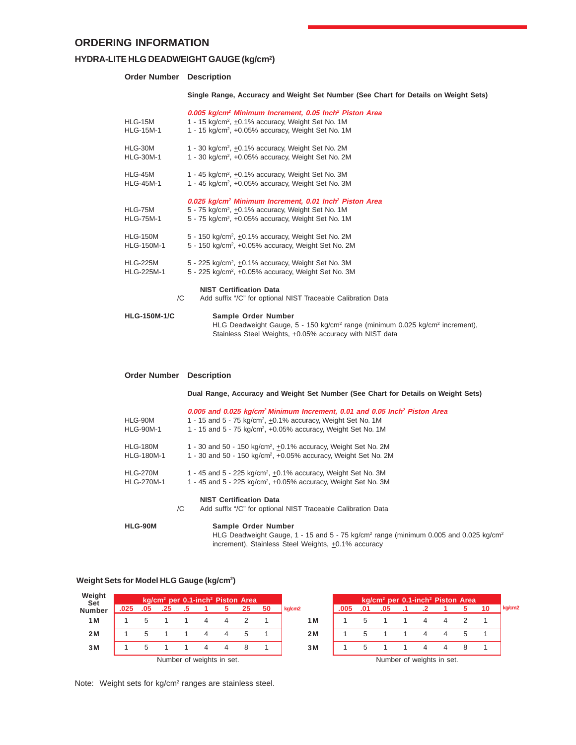## ORDERING INFORMATION

### HYDRA-LITE HLG DEADWEIGHT GAUGE ($kg/cm^2$)

| Order Number | Description |
|---|---|
| | **Single Range, Accuracy and Weight Set Number (See Chart for Details on Weight Sets)** |
| | ***0.005 $kg/cm^2$ Minimum Increment, 0.05 $Inch^2$ Piston Area*** |
| HLG-15M | 1 - 15 $kg/cm^2$, ±0.1% accuracy, Weight Set No. 1M |
| HLG-15M-1 | 1 - 15 $kg/cm^2$, +0.05% accuracy, Weight Set No. 1M |
| HLG-30M | 1 - 30 $kg/cm^2$, ±0.1% accuracy, Weight Set No. 2M |
| HLG-30M-1 | 1 - 30 $kg/cm^2$, +0.05% accuracy, Weight Set No. 2M |
| HLG-45M | 1 - 45 $kg/cm^2$, ±0.1% accuracy, Weight Set No. 3M |
| HLG-45M-1 | 1 - 45 $kg/cm^2$, +0.05% accuracy, Weight Set No. 3M |
| | ***0.025 $kg/cm^2$ Minimum Increment, 0.01 $Inch^2$ Piston Area*** |
| HLG-75M | 5 - 75 $kg/cm^2$, ±0.1% accuracy, Weight Set No. 1M |
| HLG-75M-1 | 5 - 75 $kg/cm^2$, +0.05% accuracy, Weight Set No. 1M |
| HLG-150M | 5 - 150 $kg/cm^2$, ±0.1% accuracy, Weight Set No. 2M |
| HLG-150M-1 | 5 - 150 $kg/cm^2$, +0.05% accuracy, Weight Set No. 2M |
| HLG-225M | 5 - 225 $kg/cm^2$, ±0.1% accuracy, Weight Set No. 3M |
| HLG-225M-1 | 5 - 225 $kg/cm^2$, +0.05% accuracy, Weight Set No. 3M |

**NIST Certification Data**

/C Add suffix "/C" for optional NIST Traceable Calibration Data

**HLG-150M-1/C**

**Sample Order Number**
HLG Deadweight Gauge, 5 - 150 $kg/cm^2$ range (minimum 0.025 $kg/cm^2$ increment), Stainless Steel Weights, ±0.05% accuracy with NIST data

| Order Number | Description |
|---|---|
| | **Dual Range, Accuracy and Weight Set Number (See Chart for Details on Weight Sets)** |
| | ***0.005 and 0.025 $kg/cm^2$ Minimum Increment, 0.01 and 0.05 $Inch^2$ Piston Area*** |
| HLG-90M | 1 - 15 and 5 - 75 $kg/cm^2$, ±0.1% accuracy, Weight Set No. 1M |
| HLG-90M-1 | 1 - 15 and 5 - 75 $kg/cm^2$, +0.05% accuracy, Weight Set No. 1M |
| HLG-180M | 1 - 30 and 50 - 150 $kg/cm^2$, ±0.1% accuracy, Weight Set No. 2M |
| HLG-180M-1 | 1 - 30 and 50 - 150 $kg/cm^2$, +0.05% accuracy, Weight Set No. 2M |
| HLG-270M | 1 - 45 and 5 - 225 $kg/cm^2$, ±0.1% accuracy, Weight Set No. 3M |
| HLG-270M-1 | 1 - 45 and 5 - 225 $kg/cm^2$, +0.05% accuracy, Weight Set No. 3M |

**NIST Certification Data**

/C Add suffix "/C" for optional NIST Traceable Calibration Data

**HLG-90M**

**Sample Order Number**
HLG Deadweight Gauge, 1 - 15 and 5 - 75 $kg/cm^2$ range (minimum 0.005 and 0.025 $kg/cm^2$ increment), Stainless Steel Weights, ±0.1% accuracy

### Weight Sets for Model HLG Gauge ($kg/cm^2$)

| Weight Set Number | $kg/cm^2$ per 0.1-inch$^2$ Piston Area | | | | | | | |
|---|---|---|---|---|---|---|---|---|
| | .025 | .05 | .25 | .5 | 1 | 5 | 25 | 50 |
| 1M | 1 | 5 | 1 | 1 | 4 | 4 | 2 | 1 |
| 2M | 1 | 5 | 1 | 1 | 4 | 4 | 5 | 1 |
| 3M | 1 | 5 | 1 | 1 | 4 | 4 | 8 | 1 |

kg/cm2

Number of weights in set.

| Weight Set Number | $kg/cm^2$ per 0.1-inch$^2$ Piston Area | | | | | | | |
|---|---|---|---|---|---|---|---|---|
| | .005 | .01 | .05 | .1 | .2 | 1 | 5 | 10 |
| 1M | 1 | 5 | 1 | 1 | 4 | 4 | 2 | 1 |
| 2M | 1 | 5 | 1 | 1 | 4 | 4 | 5 | 1 |
| 3M | 1 | 5 | 1 | 1 | 4 | 4 | 8 | 1 |

kg/cm2

Number of weights in set.

Note: Weight sets for $kg/cm^2$ ranges are stainless steel.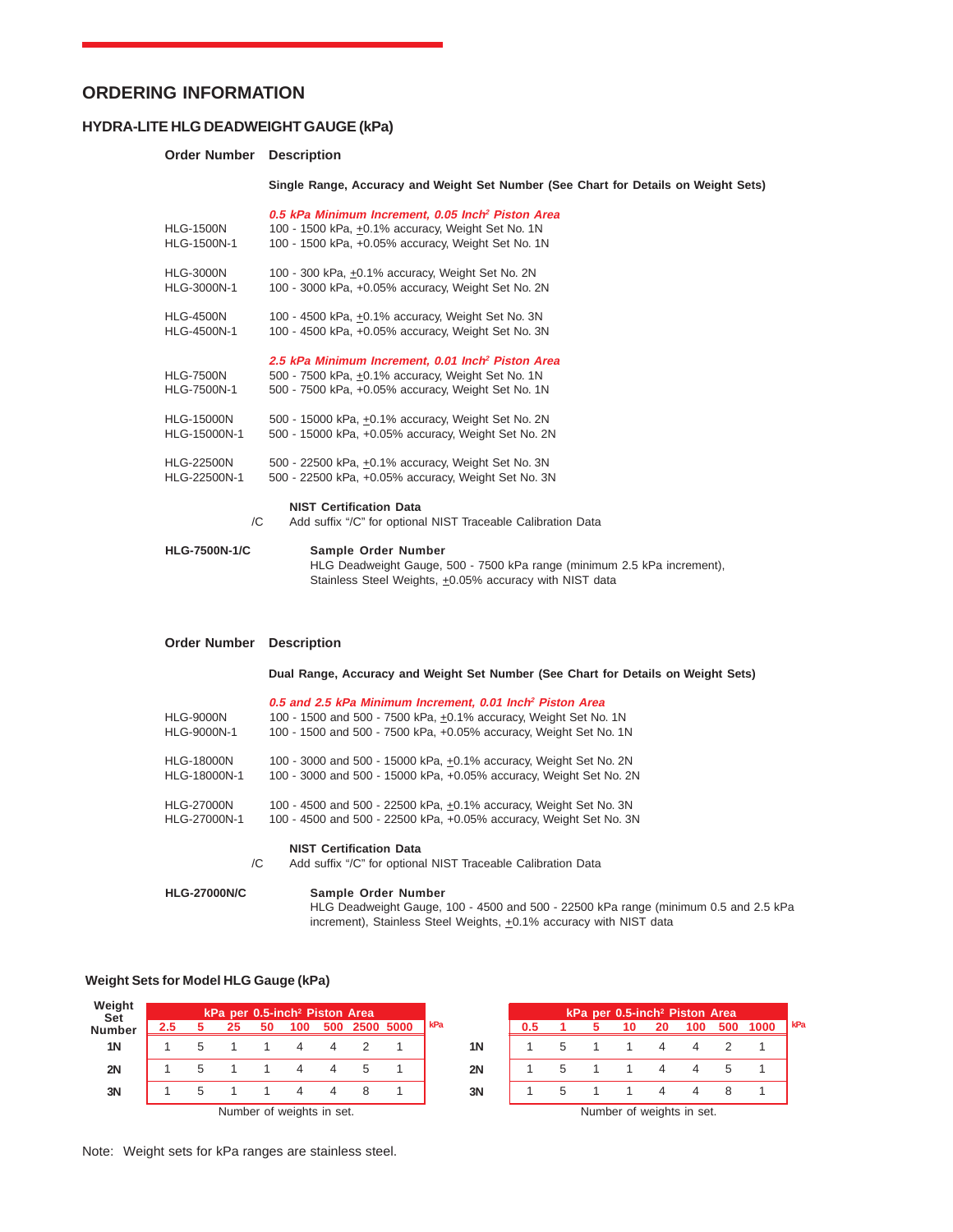# ORDERING INFORMATION

## HYDRA-LITE HLG DEADWEIGHT GAUGE (kPa)

| Order Number | Description |
|---|---|
| | **Single Range, Accuracy and Weight Set Number (See Chart for Details on Weight Sets)** |
| | ***0.5 kPa Minimum Increment, 0.05 Inch² Piston Area*** |
| HLG-1500N | 100 - 1500 kPa, ±0.1% accuracy, Weight Set No. 1N |
| HLG-1500N-1 | 100 - 1500 kPa, +0.05% accuracy, Weight Set No. 1N |
| HLG-3000N | 100 - 300 kPa, ±0.1% accuracy, Weight Set No. 2N |
| HLG-3000N-1 | 100 - 3000 kPa, +0.05% accuracy, Weight Set No. 2N |
| HLG-4500N | 100 - 4500 kPa, ±0.1% accuracy, Weight Set No. 3N |
| HLG-4500N-1 | 100 - 4500 kPa, +0.05% accuracy, Weight Set No. 3N |
| | ***2.5 kPa Minimum Increment, 0.01 Inch² Piston Area*** |
| HLG-7500N | 500 - 7500 kPa, ±0.1% accuracy, Weight Set No. 1N |
| HLG-7500N-1 | 500 - 7500 kPa, +0.05% accuracy, Weight Set No. 1N |
| HLG-15000N | 500 - 15000 kPa, ±0.1% accuracy, Weight Set No. 2N |
| HLG-15000N-1 | 500 - 15000 kPa, +0.05% accuracy, Weight Set No. 2N |
| HLG-22500N | 500 - 22500 kPa, ±0.1% accuracy, Weight Set No. 3N |
| HLG-22500N-1 | 500 - 22500 kPa, +0.05% accuracy, Weight Set No. 3N |

**NIST Certification Data**

/C — Add suffix "/C" for optional NIST Traceable Calibration Data

**HLG-7500N-1/C** — **Sample Order Number**
HLG Deadweight Gauge, 500 - 7500 kPa range (minimum 2.5 kPa increment), Stainless Steel Weights, ±0.05% accuracy with NIST data

| Order Number | Description |
|---|---|
| | **Dual Range, Accuracy and Weight Set Number (See Chart for Details on Weight Sets)** |
| | ***0.5 and 2.5 kPa Minimum Increment, 0.01 Inch² Piston Area*** |
| HLG-9000N | 100 - 1500 and 500 - 7500 kPa, ±0.1% accuracy, Weight Set No. 1N |
| HLG-9000N-1 | 100 - 1500 and 500 - 7500 kPa, +0.05% accuracy, Weight Set No. 1N |
| HLG-18000N | 100 - 3000 and 500 - 15000 kPa, ±0.1% accuracy, Weight Set No. 2N |
| HLG-18000N-1 | 100 - 3000 and 500 - 15000 kPa, +0.05% accuracy, Weight Set No. 2N |
| HLG-27000N | 100 - 4500 and 500 - 22500 kPa, ±0.1% accuracy, Weight Set No. 3N |
| HLG-27000N-1 | 100 - 4500 and 500 - 22500 kPa, +0.05% accuracy, Weight Set No. 3N |

**NIST Certification Data**

/C — Add suffix "/C" for optional NIST Traceable Calibration Data

**HLG-27000N/C** — **Sample Order Number**
HLG Deadweight Gauge, 100 - 4500 and 500 - 22500 kPa range (minimum 0.5 and 2.5 kPa increment), Stainless Steel Weights, ±0.1% accuracy with NIST data

### Weight Sets for Model HLG Gauge (kPa)

| Weight Set Number | kPa per 0.5-inch² Piston Area | | | | | | | |
|---|---|---|---|---|---|---|---|---|
| | 2.5 | 5 | 25 | 50 | 100 | 500 | 2500 | 5000 |
| 1N | 1 | 5 | 1 | 1 | 4 | 4 | 2 | 1 |
| 2N | 1 | 5 | 1 | 1 | 4 | 4 | 5 | 1 |
| 3N | 1 | 5 | 1 | 1 | 4 | 4 | 8 | 1 |

Number of weights in set.

| Weight Set Number | kPa per 0.5-inch² Piston Area | | | | | | | |
|---|---|---|---|---|---|---|---|---|
| | 0.5 | 1 | 5 | 10 | 20 | 100 | 500 | 1000 |
| 1N | 1 | 5 | 1 | 1 | 4 | 4 | 2 | 1 |
| 2N | 1 | 5 | 1 | 1 | 4 | 4 | 5 | 1 |
| 3N | 1 | 5 | 1 | 1 | 4 | 4 | 8 | 1 |

Number of weights in set.

Note: Weight sets for kPa ranges are stainless steel.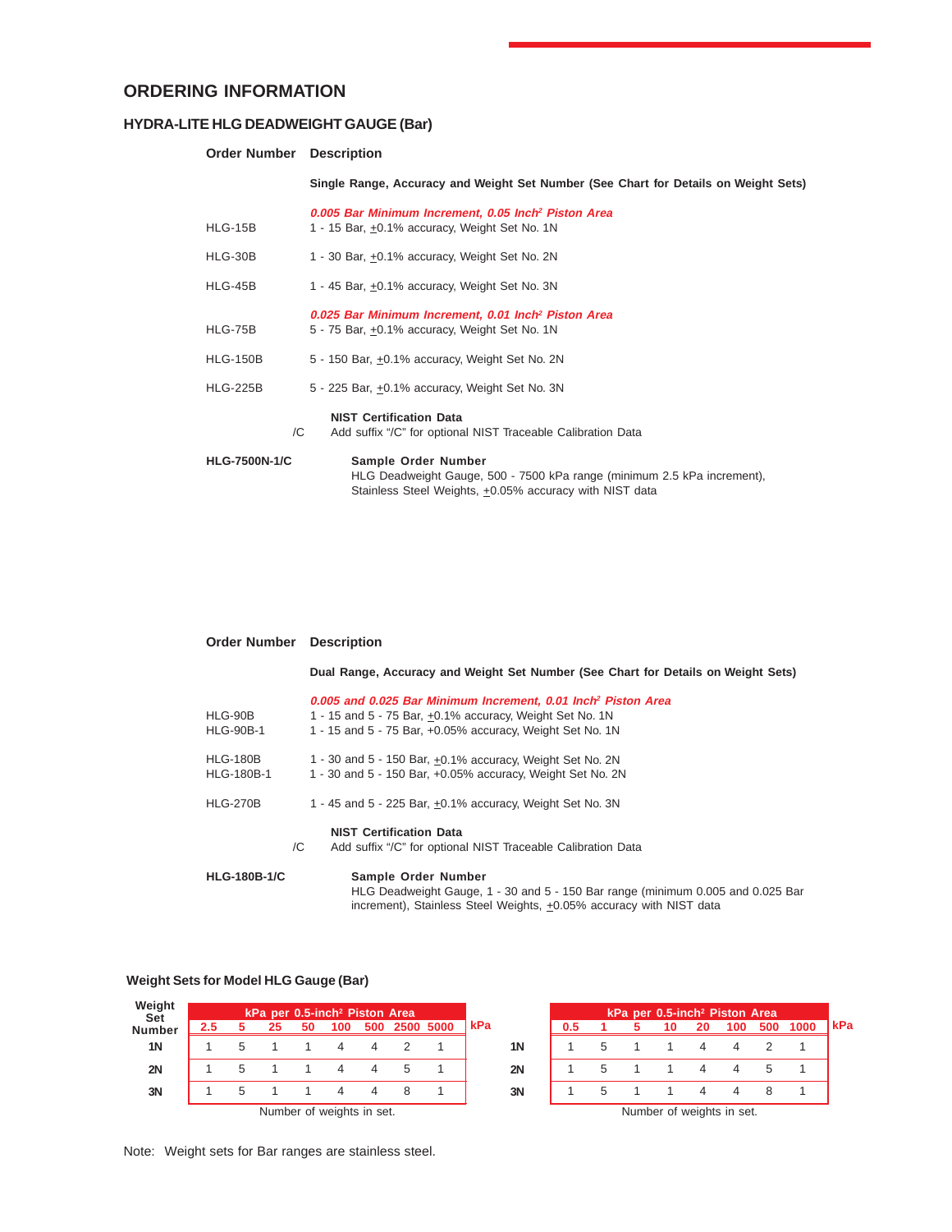## ORDERING INFORMATION

### HYDRA-LITE HLG DEADWEIGHT GAUGE (Bar)

| Order Number | Description |
|---|---|
| | **Single Range, Accuracy and Weight Set Number (See Chart for Details on Weight Sets)** |
| | ***0.005 Bar Minimum Increment, 0.05 Inch² Piston Area*** |
| HLG-15B | 1 - 15 Bar, ±0.1% accuracy, Weight Set No. 1N |
| HLG-30B | 1 - 30 Bar, ±0.1% accuracy, Weight Set No. 2N |
| HLG-45B | 1 - 45 Bar, ±0.1% accuracy, Weight Set No. 3N |
| | ***0.025 Bar Minimum Increment, 0.01 Inch² Piston Area*** |
| HLG-75B | 5 - 75 Bar, ±0.1% accuracy, Weight Set No. 1N |
| HLG-150B | 5 - 150 Bar, ±0.1% accuracy, Weight Set No. 2N |
| HLG-225B | 5 - 225 Bar, ±0.1% accuracy, Weight Set No. 3N |
| | **NIST Certification Data** |
| /C | Add suffix "/C" for optional NIST Traceable Calibration Data |
| **HLG-7500N-1/C** | **Sample Order Number**<br>HLG Deadweight Gauge, 500 - 7500 kPa range (minimum 2.5 kPa increment), Stainless Steel Weights, ±0.05% accuracy with NIST data |

| Order Number | Description |
|---|---|
| | **Dual Range, Accuracy and Weight Set Number (See Chart for Details on Weight Sets)** |
| | ***0.005 and 0.025 Bar Minimum Increment, 0.01 Inch² Piston Area*** |
| HLG-90B | 1 - 15 and 5 - 75 Bar, ±0.1% accuracy, Weight Set No. 1N |
| HLG-90B-1 | 1 - 15 and 5 - 75 Bar, +0.05% accuracy, Weight Set No. 1N |
| HLG-180B | 1 - 30 and 5 - 150 Bar, ±0.1% accuracy, Weight Set No. 2N |
| HLG-180B-1 | 1 - 30 and 5 - 150 Bar, +0.05% accuracy, Weight Set No. 2N |
| HLG-270B | 1 - 45 and 5 - 225 Bar, ±0.1% accuracy, Weight Set No. 3N |
| | **NIST Certification Data** |
| /C | Add suffix "/C" for optional NIST Traceable Calibration Data |
| **HLG-180B-1/C** | **Sample Order Number**<br>HLG Deadweight Gauge, 1 - 30 and 5 - 150 Bar range (minimum 0.005 and 0.025 Bar increment), Stainless Steel Weights, ±0.05% accuracy with NIST data |

### Weight Sets for Model HLG Gauge (Bar)

| Weight Set Number | kPa per 0.5-inch² Piston Area | | | | | | | |
|---|---|---|---|---|---|---|---|---|
| kPa | 2.5 | 5 | 25 | 50 | 100 | 500 | 2500 | 5000 |
| 1N | 1 | 5 | 1 | 1 | 4 | 4 | 2 | 1 |
| 2N | 1 | 5 | 1 | 1 | 4 | 4 | 5 | 1 |
| 3N | 1 | 5 | 1 | 1 | 4 | 4 | 8 | 1 |

Number of weights in set.

| Weight Set Number | kPa per 0.5-inch² Piston Area | | | | | | | |
|---|---|---|---|---|---|---|---|---|
| kPa | 0.5 | 1 | 5 | 10 | 20 | 100 | 500 | 1000 |
| 1N | 1 | 5 | 1 | 1 | 4 | 4 | 2 | 1 |
| 2N | 1 | 5 | 1 | 1 | 4 | 4 | 5 | 1 |
| 3N | 1 | 5 | 1 | 1 | 4 | 4 | 8 | 1 |

Number of weights in set.

Note: Weight sets for Bar ranges are stainless steel.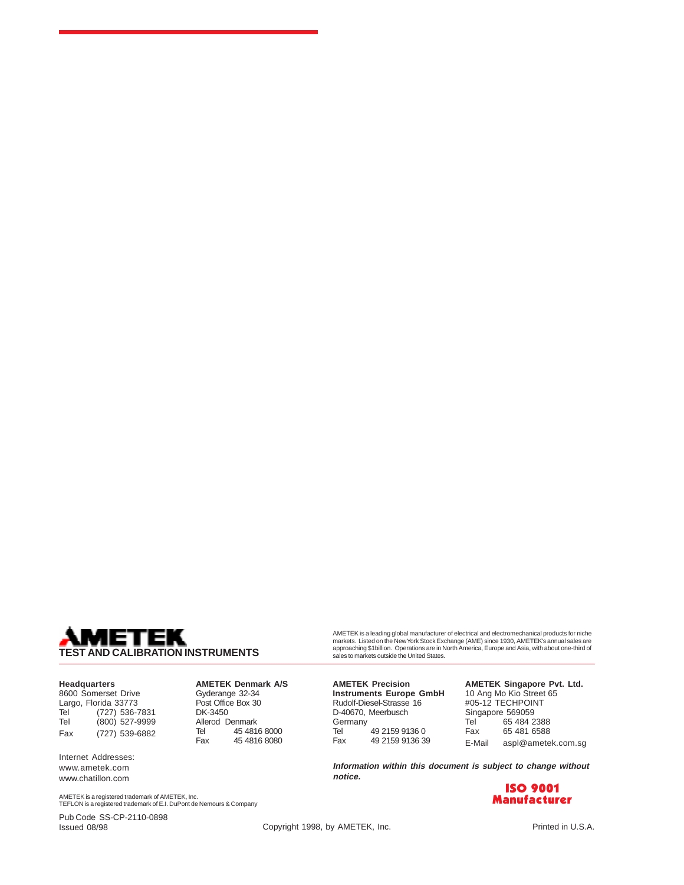**AMETEK**
**TEST AND CALIBRATION INSTRUMENTS**

AMETEK is a leading global manufacturer of electrical and electromechanical products for niche markets. Listed on the New York Stock Exchange (AME) since 1930, AMETEK's annual sales are approaching $1billion. Operations are in North America, Europe and Asia, with about one-third of sales to markets outside the United States.

**Headquarters**
8600 Somerset Drive
Largo, Florida 33773
Tel (727) 536-7831
Tel (800) 527-9999
Fax (727) 539-6882

Internet Addresses:
www.ametek.com
www.chatillon.com

**AMETEK Denmark A/S**
Gyderange 32-34
Post Office Box 30
DK-3450
Allerod Denmark
Tel 45 4816 8000
Fax 45 4816 8080

**AMETEK Precision Instruments Europe GmbH**
Rudolf-Diesel-Strasse 16
D-40670, Meerbusch
Germany
Tel 49 2159 9136 0
Fax 49 2159 9136 39

**AMETEK Singapore Pvt. Ltd.**
10 Ang Mo Kio Street 65
#05-12 TECHPOINT
Singapore 569059
Tel 65 484 2388
Fax 65 481 6588
E-Mail aspl@ametek.com.sg

***Information within this document is subject to change without notice.***

**ISO 9001 Manufacturer**

AMETEK is a registered trademark of AMETEK, Inc.
TEFLON is a registered trademark of E.I. DuPont de Nemours & Company

Pub Code SS-CP-2110-0898
Issued 08/98

Copyright 1998, by AMETEK, Inc.

Printed in U.S.A.